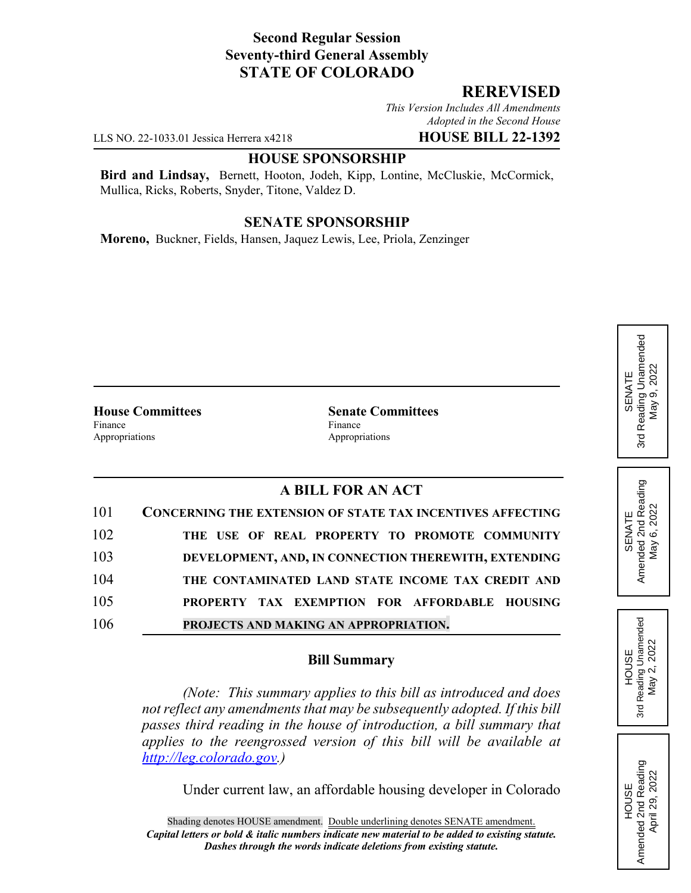**Second Regular Session**
**Seventy-third General Assembly**
**STATE OF COLORADO**

## REREVISED

*This Version Includes All Amendments Adopted in the Second House*

LLS NO. 22-1033.01 Jessica Herrera x4218 **HOUSE BILL 22-1392**

**HOUSE SPONSORSHIP**

**Bird and Lindsay,** Bernett, Hooton, Jodeh, Kipp, Lontine, McCluskie, McCormick, Mullica, Ricks, Roberts, Snyder, Titone, Valdez D.

**SENATE SPONSORSHIP**

**Moreno,** Buckner, Fields, Hansen, Jaquez Lewis, Lee, Priola, Zenzinger

| **House Committees** | **Senate Committees** |
|---|---|
| Finance | Finance |
| Appropriations | Appropriations |

SENATE 3rd Reading Unamended May 9, 2022

SENATE Amended 2nd Reading May 6, 2022

HOUSE 3rd Reading Unamended May 2, 2022

HOUSE Amended 2nd Reading April 29, 2022

## A BILL FOR AN ACT

101 **CONCERNING THE EXTENSION OF STATE TAX INCENTIVES AFFECTING**
102 **THE USE OF REAL PROPERTY TO PROMOTE COMMUNITY**
103 **DEVELOPMENT, AND, IN CONNECTION THEREWITH, EXTENDING**
104 **THE CONTAMINATED LAND STATE INCOME TAX CREDIT AND**
105 **PROPERTY TAX EXEMPTION FOR AFFORDABLE HOUSING**
106 **PROJECTS AND MAKING AN APPROPRIATION.**

### Bill Summary

*(Note: This summary applies to this bill as introduced and does not reflect any amendments that may be subsequently adopted. If this bill passes third reading in the house of introduction, a bill summary that applies to the reengrossed version of this bill will be available at http://leg.colorado.gov.)*

Under current law, an affordable housing developer in Colorado

Shading denotes HOUSE amendment. Double underlining denotes SENATE amendment.
***Capital letters or bold & italic numbers indicate new material to be added to existing statute.***
***Dashes through the words indicate deletions from existing statute.***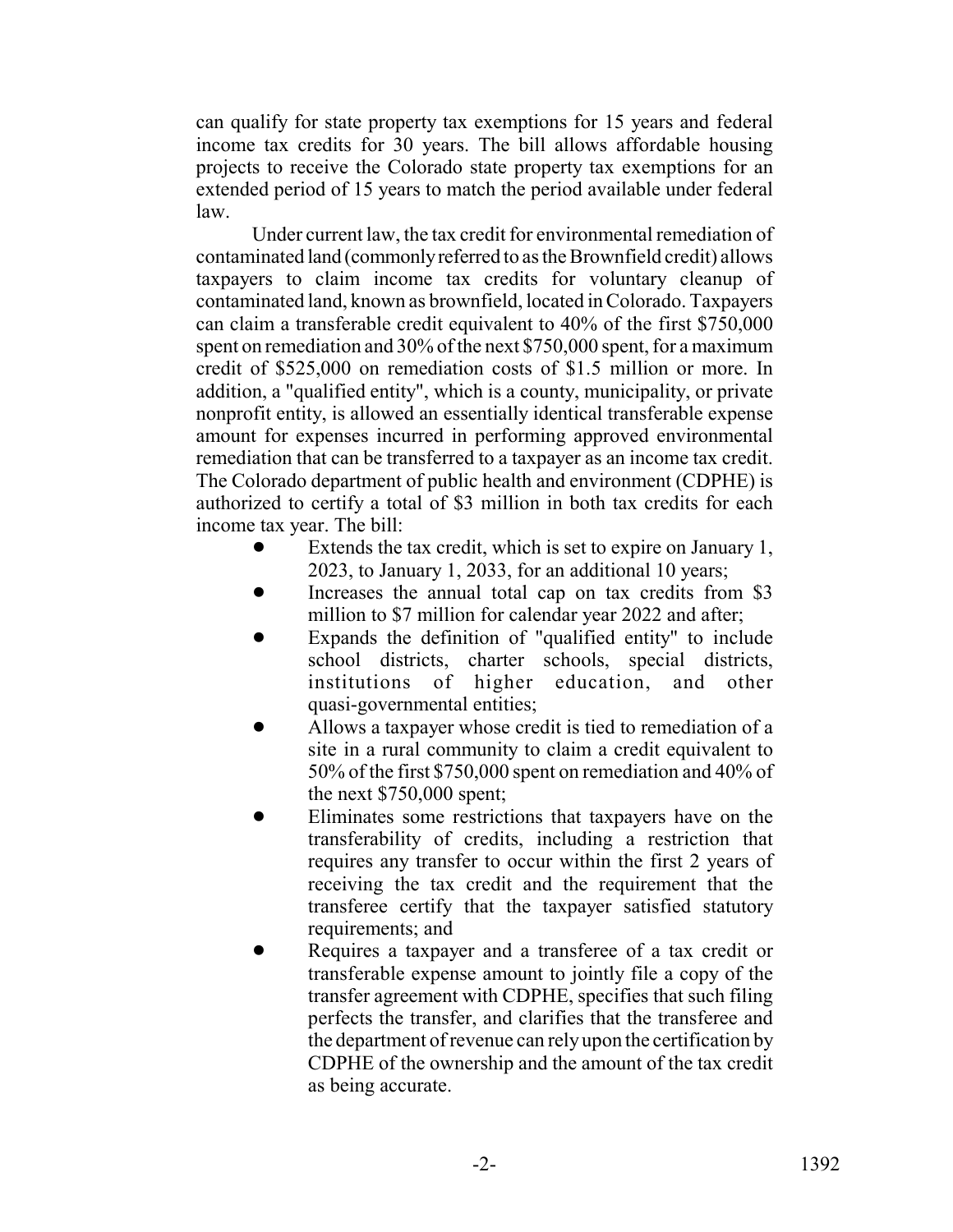can qualify for state property tax exemptions for 15 years and federal income tax credits for 30 years. The bill allows affordable housing projects to receive the Colorado state property tax exemptions for an extended period of 15 years to match the period available under federal law.

Under current law, the tax credit for environmental remediation of contaminated land (commonly referred to as the Brownfield credit) allows taxpayers to claim income tax credits for voluntary cleanup of contaminated land, known as brownfield, located in Colorado. Taxpayers can claim a transferable credit equivalent to 40% of the first $750,000 spent on remediation and 30% of the next $750,000 spent, for a maximum credit of $525,000 on remediation costs of $1.5 million or more. In addition, a "qualified entity", which is a county, municipality, or private nonprofit entity, is allowed an essentially identical transferable expense amount for expenses incurred in performing approved environmental remediation that can be transferred to a taxpayer as an income tax credit. The Colorado department of public health and environment (CDPHE) is authorized to certify a total of $3 million in both tax credits for each income tax year. The bill:

- Extends the tax credit, which is set to expire on January 1, 2023, to January 1, 2033, for an additional 10 years;
- Increases the annual total cap on tax credits from $3 million to $7 million for calendar year 2022 and after;
- Expands the definition of "qualified entity" to include school districts, charter schools, special districts, institutions of higher education, and other quasi-governmental entities;
- Allows a taxpayer whose credit is tied to remediation of a site in a rural community to claim a credit equivalent to 50% of the first $750,000 spent on remediation and 40% of the next $750,000 spent;
- Eliminates some restrictions that taxpayers have on the transferability of credits, including a restriction that requires any transfer to occur within the first 2 years of receiving the tax credit and the requirement that the transferee certify that the taxpayer satisfied statutory requirements; and
- Requires a taxpayer and a transferee of a tax credit or transferable expense amount to jointly file a copy of the transfer agreement with CDPHE, specifies that such filing perfects the transfer, and clarifies that the transferee and the department of revenue can rely upon the certification by CDPHE of the ownership and the amount of the tax credit as being accurate.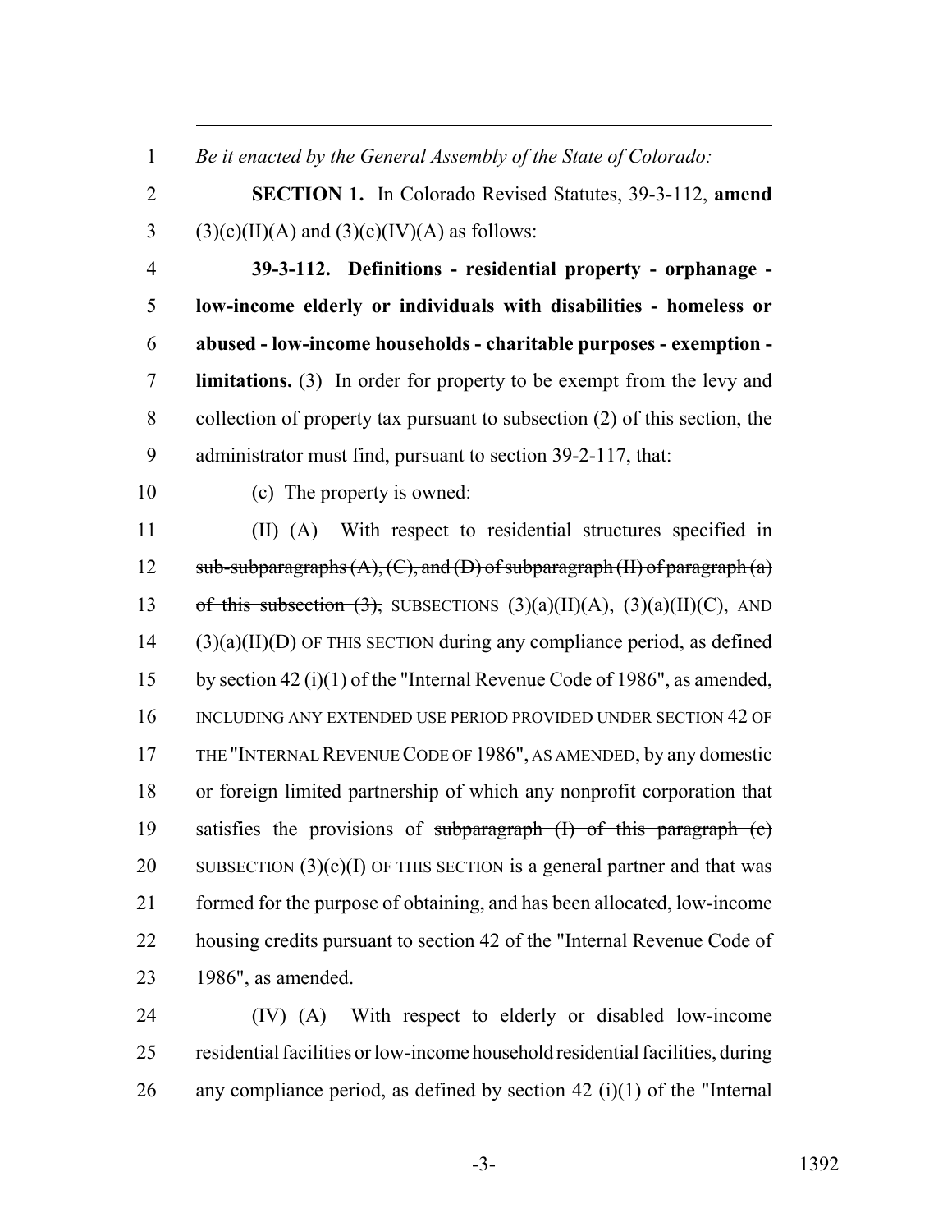*Be it enacted by the General Assembly of the State of Colorado:*

**SECTION 1.** In Colorado Revised Statutes, 39-3-112, **amend** (3)(c)(II)(A) and (3)(c)(IV)(A) as follows:

**39-3-112. Definitions - residential property - orphanage - low-income elderly or individuals with disabilities - homeless or abused - low-income households - charitable purposes - exemption - limitations.** (3) In order for property to be exempt from the levy and collection of property tax pursuant to subsection (2) of this section, the administrator must find, pursuant to section 39-2-117, that:

(c) The property is owned:

(II) (A) With respect to residential structures specified in ~~sub-subparagraphs (A), (C), and (D) of subparagraph (II) of paragraph (a) of this subsection (3),~~ SUBSECTIONS (3)(a)(II)(A), (3)(a)(II)(C), AND (3)(a)(II)(D) OF THIS SECTION during any compliance period, as defined by section 42 (i)(1) of the "Internal Revenue Code of 1986", as amended, INCLUDING ANY EXTENDED USE PERIOD PROVIDED UNDER SECTION 42 OF THE "INTERNAL REVENUE CODE OF 1986", AS AMENDED, by any domestic or foreign limited partnership of which any nonprofit corporation that satisfies the provisions of ~~subparagraph (I) of this paragraph (c)~~ SUBSECTION (3)(c)(I) OF THIS SECTION is a general partner and that was formed for the purpose of obtaining, and has been allocated, low-income housing credits pursuant to section 42 of the "Internal Revenue Code of 1986", as amended.

(IV) (A) With respect to elderly or disabled low-income residential facilities or low-income household residential facilities, during any compliance period, as defined by section 42 (i)(1) of the "Internal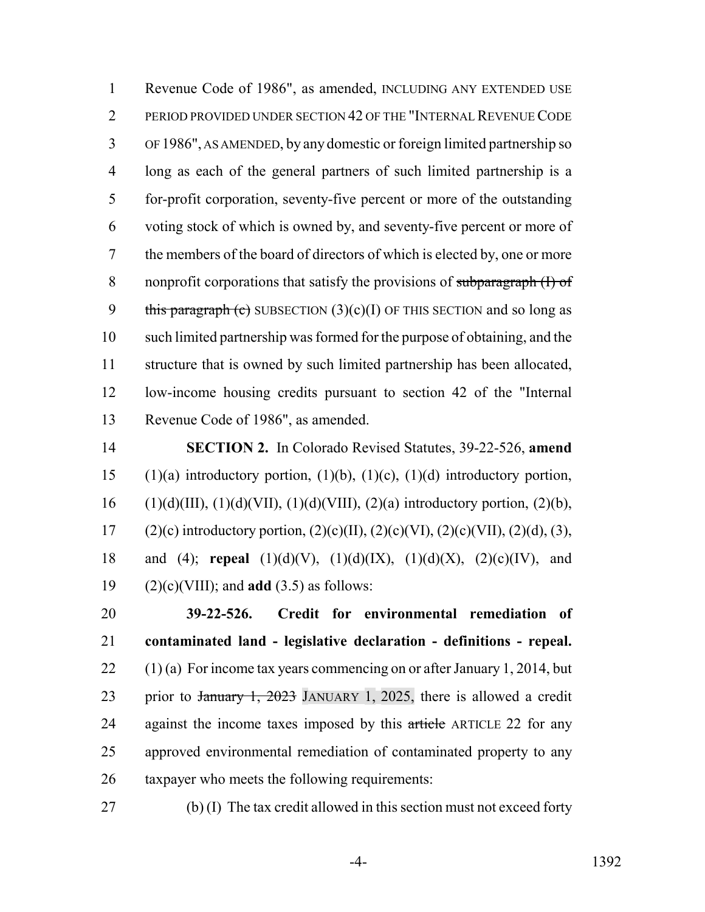Revenue Code of 1986", as amended, INCLUDING ANY EXTENDED USE PERIOD PROVIDED UNDER SECTION 42 OF THE "INTERNAL REVENUE CODE OF 1986", AS AMENDED, by any domestic or foreign limited partnership so long as each of the general partners of such limited partnership is a for-profit corporation, seventy-five percent or more of the outstanding voting stock of which is owned by, and seventy-five percent or more of the members of the board of directors of which is elected by, one or more nonprofit corporations that satisfy the provisions of ~~subparagraph (I) of this paragraph (c)~~ SUBSECTION (3)(c)(I) OF THIS SECTION and so long as such limited partnership was formed for the purpose of obtaining, and the structure that is owned by such limited partnership has been allocated, low-income housing credits pursuant to section 42 of the "Internal Revenue Code of 1986", as amended.

**SECTION 2.** In Colorado Revised Statutes, 39-22-526, **amend** (1)(a) introductory portion, (1)(b), (1)(c), (1)(d) introductory portion, (1)(d)(III), (1)(d)(VII), (1)(d)(VIII), (2)(a) introductory portion, (2)(b), (2)(c) introductory portion, (2)(c)(II), (2)(c)(VI), (2)(c)(VII), (2)(d), (3), and (4); **repeal** (1)(d)(V), (1)(d)(IX), (1)(d)(X), (2)(c)(IV), and (2)(c)(VIII); and **add** (3.5) as follows:

**39-22-526. Credit for environmental remediation of contaminated land - legislative declaration - definitions - repeal.** (1) (a) For income tax years commencing on or after January 1, 2014, but prior to ~~January 1, 2023~~ JANUARY 1, 2025, there is allowed a credit against the income taxes imposed by this ~~article~~ ARTICLE 22 for any approved environmental remediation of contaminated property to any taxpayer who meets the following requirements:

(b) (I) The tax credit allowed in this section must not exceed forty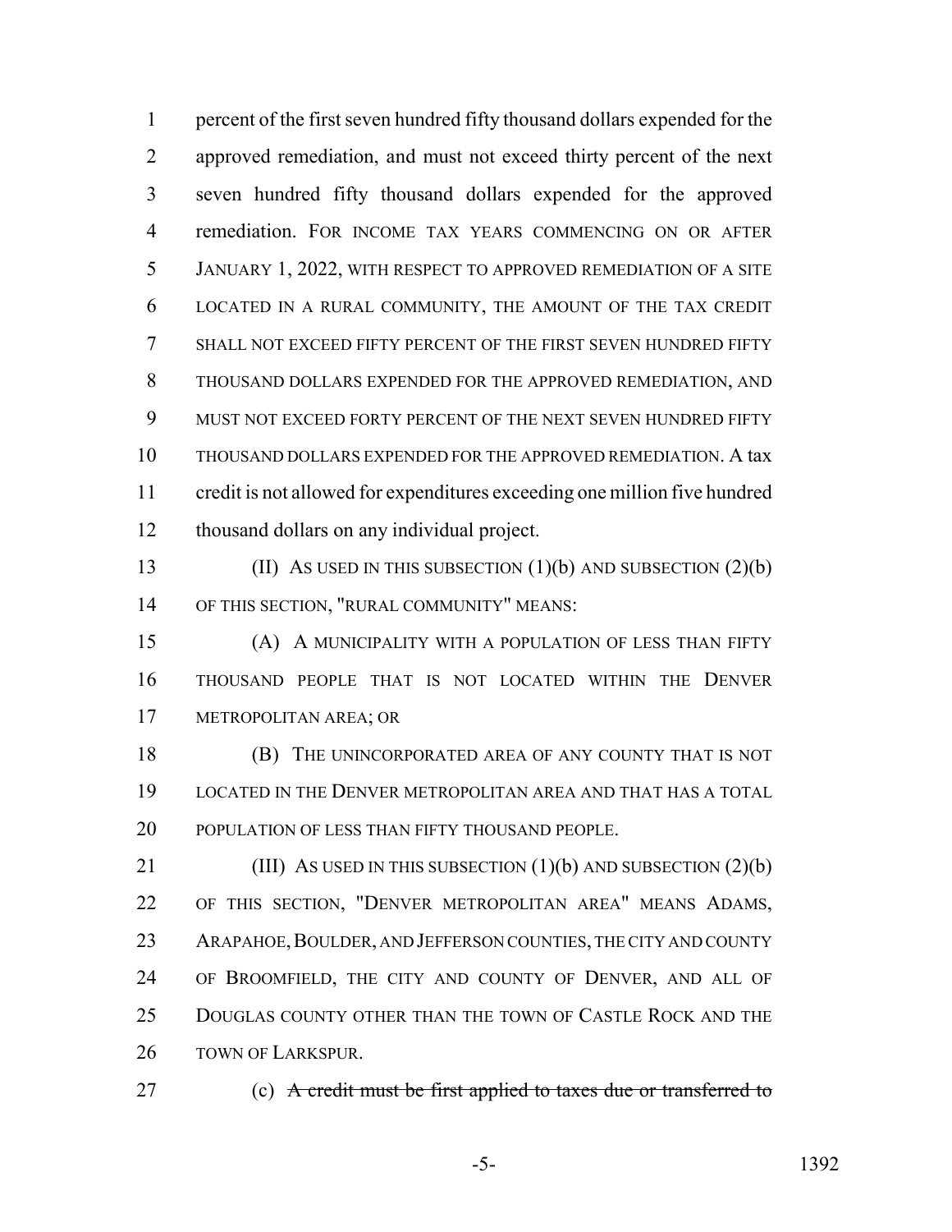percent of the first seven hundred fifty thousand dollars expended for the approved remediation, and must not exceed thirty percent of the next seven hundred fifty thousand dollars expended for the approved remediation. FOR INCOME TAX YEARS COMMENCING ON OR AFTER JANUARY 1, 2022, WITH RESPECT TO APPROVED REMEDIATION OF A SITE LOCATED IN A RURAL COMMUNITY, THE AMOUNT OF THE TAX CREDIT SHALL NOT EXCEED FIFTY PERCENT OF THE FIRST SEVEN HUNDRED FIFTY THOUSAND DOLLARS EXPENDED FOR THE APPROVED REMEDIATION, AND MUST NOT EXCEED FORTY PERCENT OF THE NEXT SEVEN HUNDRED FIFTY THOUSAND DOLLARS EXPENDED FOR THE APPROVED REMEDIATION. A tax credit is not allowed for expenditures exceeding one million five hundred thousand dollars on any individual project.

(II) AS USED IN THIS SUBSECTION (1)(b) AND SUBSECTION (2)(b) OF THIS SECTION, "RURAL COMMUNITY" MEANS:

(A) A MUNICIPALITY WITH A POPULATION OF LESS THAN FIFTY THOUSAND PEOPLE THAT IS NOT LOCATED WITHIN THE DENVER METROPOLITAN AREA; OR

(B) THE UNINCORPORATED AREA OF ANY COUNTY THAT IS NOT LOCATED IN THE DENVER METROPOLITAN AREA AND THAT HAS A TOTAL POPULATION OF LESS THAN FIFTY THOUSAND PEOPLE.

(III) AS USED IN THIS SUBSECTION (1)(b) AND SUBSECTION (2)(b) OF THIS SECTION, "DENVER METROPOLITAN AREA" MEANS ADAMS, ARAPAHOE, BOULDER, AND JEFFERSON COUNTIES, THE CITY AND COUNTY OF BROOMFIELD, THE CITY AND COUNTY OF DENVER, AND ALL OF DOUGLAS COUNTY OTHER THAN THE TOWN OF CASTLE ROCK AND THE TOWN OF LARKSPUR.

(c) ~~A credit must be first applied to taxes due or transferred to~~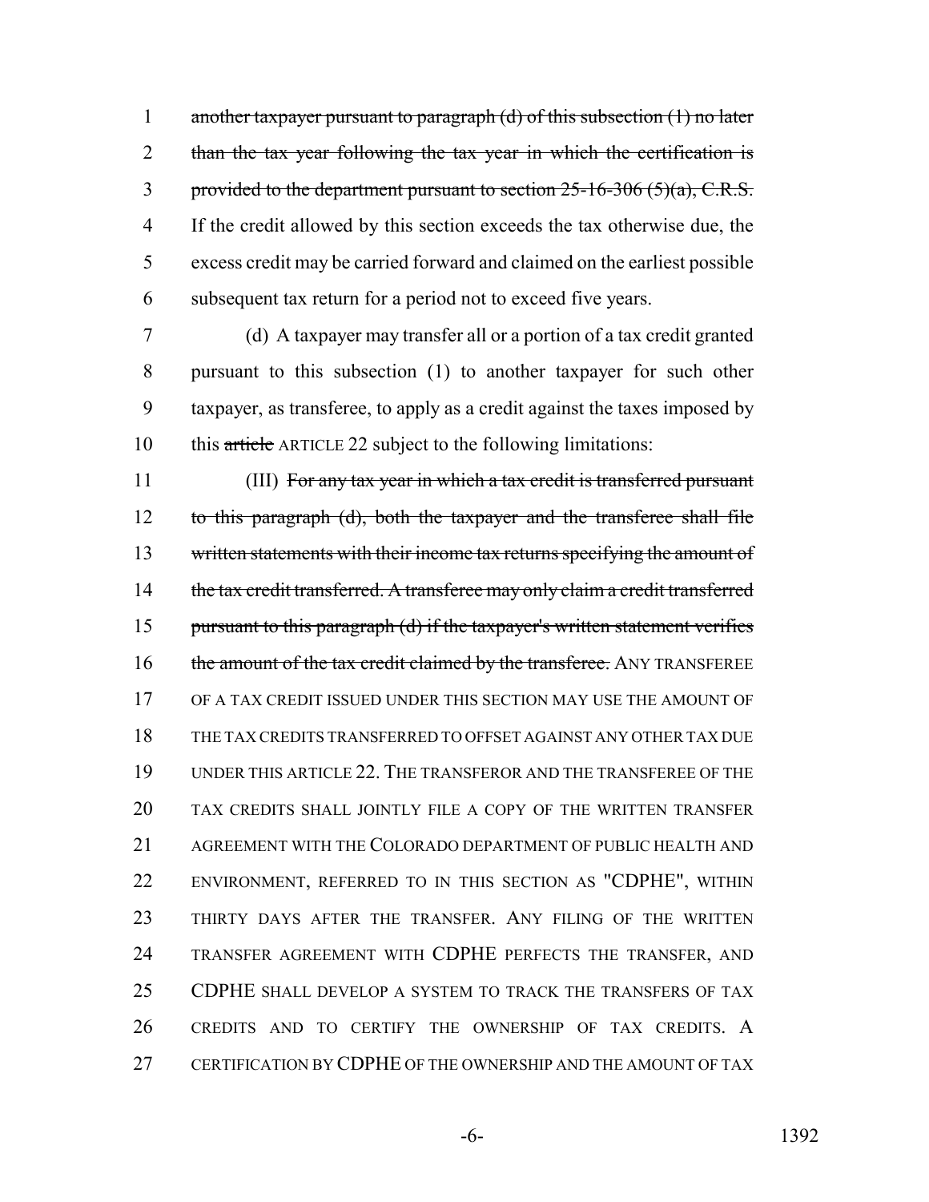~~another taxpayer pursuant to paragraph (d) of this subsection (1) no later than the tax year following the tax year in which the certification is provided to the department pursuant to section 25-16-306 (5)(a), C.R.S.~~ If the credit allowed by this section exceeds the tax otherwise due, the excess credit may be carried forward and claimed on the earliest possible subsequent tax return for a period not to exceed five years.

(d) A taxpayer may transfer all or a portion of a tax credit granted pursuant to this subsection (1) to another taxpayer for such other taxpayer, as transferee, to apply as a credit against the taxes imposed by this ~~article~~ ARTICLE 22 subject to the following limitations:

(III) ~~For any tax year in which a tax credit is transferred pursuant to this paragraph (d), both the taxpayer and the transferee shall file written statements with their income tax returns specifying the amount of the tax credit transferred. A transferee may only claim a credit transferred pursuant to this paragraph (d) if the taxpayer's written statement verifies the amount of the tax credit claimed by the transferee.~~ ANY TRANSFEREE OF A TAX CREDIT ISSUED UNDER THIS SECTION MAY USE THE AMOUNT OF THE TAX CREDITS TRANSFERRED TO OFFSET AGAINST ANY OTHER TAX DUE UNDER THIS ARTICLE 22. THE TRANSFEROR AND THE TRANSFEREE OF THE TAX CREDITS SHALL JOINTLY FILE A COPY OF THE WRITTEN TRANSFER AGREEMENT WITH THE COLORADO DEPARTMENT OF PUBLIC HEALTH AND ENVIRONMENT, REFERRED TO IN THIS SECTION AS "CDPHE", WITHIN THIRTY DAYS AFTER THE TRANSFER. ANY FILING OF THE WRITTEN TRANSFER AGREEMENT WITH CDPHE PERFECTS THE TRANSFER, AND CDPHE SHALL DEVELOP A SYSTEM TO TRACK THE TRANSFERS OF TAX CREDITS AND TO CERTIFY THE OWNERSHIP OF TAX CREDITS. A CERTIFICATION BY CDPHE OF THE OWNERSHIP AND THE AMOUNT OF TAX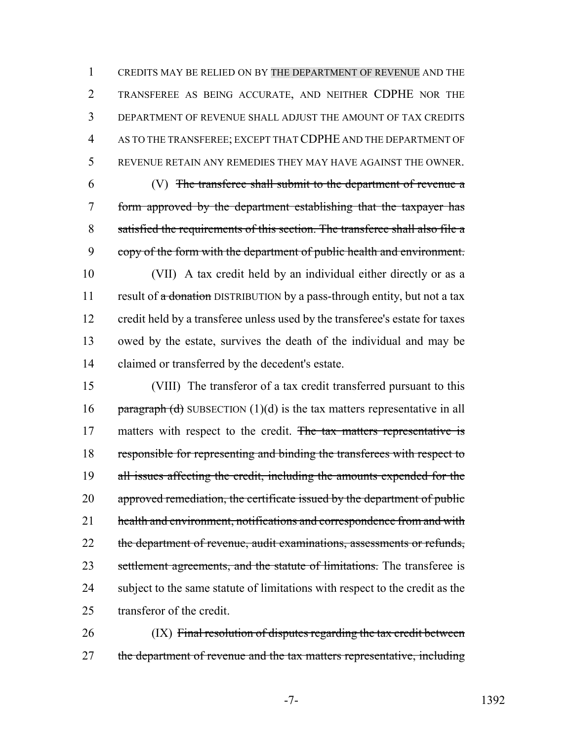CREDITS MAY BE RELIED ON BY THE DEPARTMENT OF REVENUE AND THE TRANSFEREE AS BEING ACCURATE, AND NEITHER CDPHE NOR THE DEPARTMENT OF REVENUE SHALL ADJUST THE AMOUNT OF TAX CREDITS AS TO THE TRANSFEREE; EXCEPT THAT CDPHE AND THE DEPARTMENT OF REVENUE RETAIN ANY REMEDIES THEY MAY HAVE AGAINST THE OWNER.

(V) ~~The transferee shall submit to the department of revenue a form approved by the department establishing that the taxpayer has satisfied the requirements of this section. The transferee shall also file a copy of the form with the department of public health and environment.~~

(VII) A tax credit held by an individual either directly or as a result of ~~a donation~~ DISTRIBUTION by a pass-through entity, but not a tax credit held by a transferee unless used by the transferee's estate for taxes owed by the estate, survives the death of the individual and may be claimed or transferred by the decedent's estate.

(VIII) The transferor of a tax credit transferred pursuant to this ~~paragraph (d)~~ SUBSECTION (1)(d) is the tax matters representative in all matters with respect to the credit. ~~The tax matters representative is responsible for representing and binding the transferees with respect to all issues affecting the credit, including the amounts expended for the approved remediation, the certificate issued by the department of public health and environment, notifications and correspondence from and with the department of revenue, audit examinations, assessments or refunds, settlement agreements, and the statute of limitations.~~ The transferee is subject to the same statute of limitations with respect to the credit as the transferor of the credit.

(IX) ~~Final resolution of disputes regarding the tax credit between the department of revenue and the tax matters representative, including~~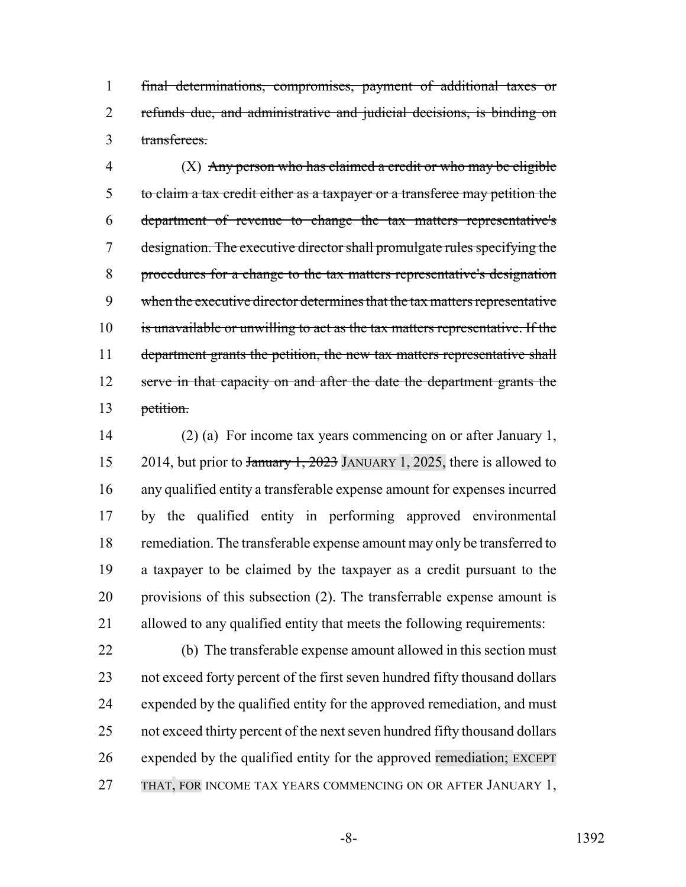~~final determinations, compromises, payment of additional taxes or refunds due, and administrative and judicial decisions, is binding on transferees.~~

(X) ~~Any person who has claimed a credit or who may be eligible to claim a tax credit either as a taxpayer or a transferee may petition the department of revenue to change the tax matters representative's designation. The executive director shall promulgate rules specifying the procedures for a change to the tax matters representative's designation when the executive director determines that the tax matters representative is unavailable or unwilling to act as the tax matters representative. If the department grants the petition, the new tax matters representative shall serve in that capacity on and after the date the department grants the petition.~~

(2) (a) For income tax years commencing on or after January 1, 2014, but prior to ~~January 1, 2023~~ JANUARY 1, 2025, there is allowed to any qualified entity a transferable expense amount for expenses incurred by the qualified entity in performing approved environmental remediation. The transferable expense amount may only be transferred to a taxpayer to be claimed by the taxpayer as a credit pursuant to the provisions of this subsection (2). The transferrable expense amount is allowed to any qualified entity that meets the following requirements:

(b) The transferable expense amount allowed in this section must not exceed forty percent of the first seven hundred fifty thousand dollars expended by the qualified entity for the approved remediation, and must not exceed thirty percent of the next seven hundred fifty thousand dollars expended by the qualified entity for the approved remediation; EXCEPT THAT, FOR INCOME TAX YEARS COMMENCING ON OR AFTER JANUARY 1,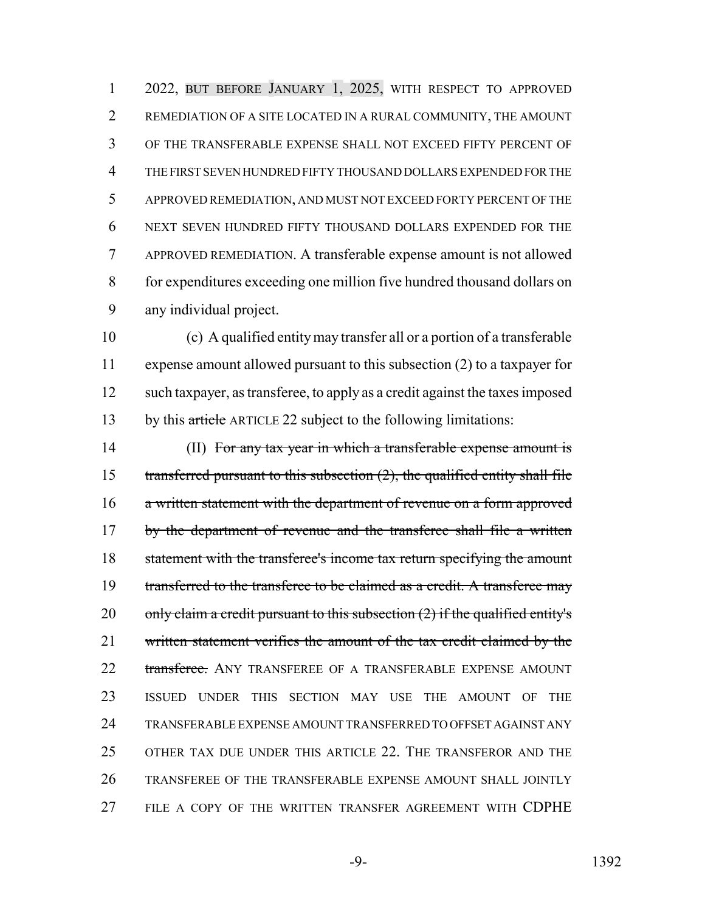2022, BUT BEFORE JANUARY 1, 2025, WITH RESPECT TO APPROVED REMEDIATION OF A SITE LOCATED IN A RURAL COMMUNITY, THE AMOUNT OF THE TRANSFERABLE EXPENSE SHALL NOT EXCEED FIFTY PERCENT OF THE FIRST SEVEN HUNDRED FIFTY THOUSAND DOLLARS EXPENDED FOR THE APPROVED REMEDIATION, AND MUST NOT EXCEED FORTY PERCENT OF THE NEXT SEVEN HUNDRED FIFTY THOUSAND DOLLARS EXPENDED FOR THE APPROVED REMEDIATION. A transferable expense amount is not allowed for expenditures exceeding one million five hundred thousand dollars on any individual project.

(c) A qualified entity may transfer all or a portion of a transferable expense amount allowed pursuant to this subsection (2) to a taxpayer for such taxpayer, as transferee, to apply as a credit against the taxes imposed by this ~~article~~ ARTICLE 22 subject to the following limitations:

(II) ~~For any tax year in which a transferable expense amount is transferred pursuant to this subsection (2), the qualified entity shall file a written statement with the department of revenue on a form approved by the department of revenue and the transferee shall file a written statement with the transferee's income tax return specifying the amount transferred to the transferee to be claimed as a credit. A transferee may only claim a credit pursuant to this subsection (2) if the qualified entity's written statement verifies the amount of the tax credit claimed by the transferee.~~ ANY TRANSFEREE OF A TRANSFERABLE EXPENSE AMOUNT ISSUED UNDER THIS SECTION MAY USE THE AMOUNT OF THE TRANSFERABLE EXPENSE AMOUNT TRANSFERRED TO OFFSET AGAINST ANY OTHER TAX DUE UNDER THIS ARTICLE 22. THE TRANSFEROR AND THE TRANSFEREE OF THE TRANSFERABLE EXPENSE AMOUNT SHALL JOINTLY FILE A COPY OF THE WRITTEN TRANSFER AGREEMENT WITH CDPHE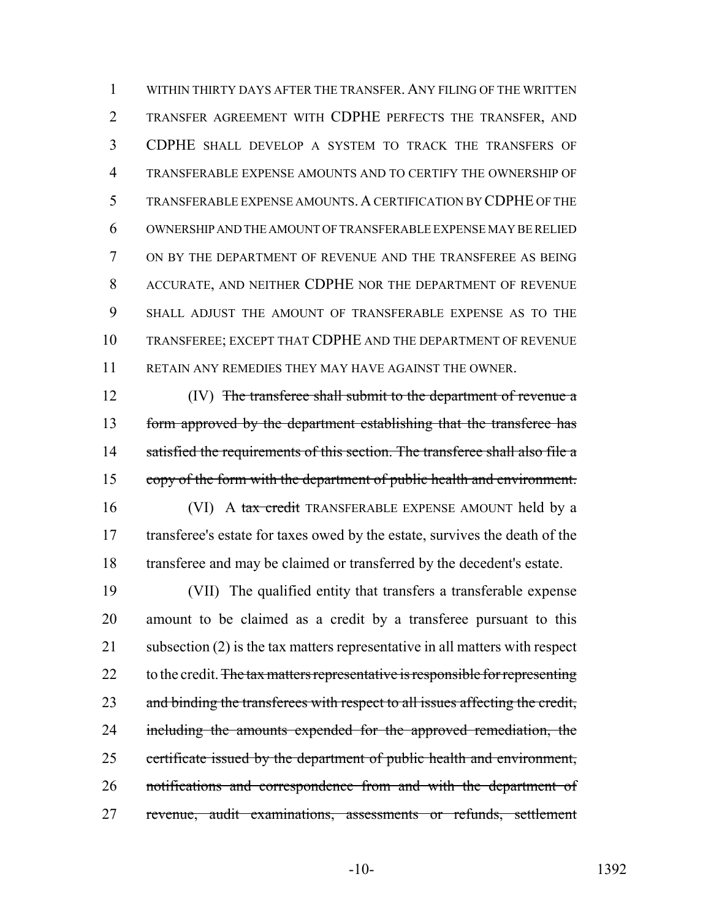WITHIN THIRTY DAYS AFTER THE TRANSFER. ANY FILING OF THE WRITTEN TRANSFER AGREEMENT WITH CDPHE PERFECTS THE TRANSFER, AND CDPHE SHALL DEVELOP A SYSTEM TO TRACK THE TRANSFERS OF TRANSFERABLE EXPENSE AMOUNTS AND TO CERTIFY THE OWNERSHIP OF TRANSFERABLE EXPENSE AMOUNTS. A CERTIFICATION BY CDPHE OF THE OWNERSHIP AND THE AMOUNT OF TRANSFERABLE EXPENSE MAY BE RELIED ON BY THE DEPARTMENT OF REVENUE AND THE TRANSFEREE AS BEING ACCURATE, AND NEITHER CDPHE NOR THE DEPARTMENT OF REVENUE SHALL ADJUST THE AMOUNT OF TRANSFERABLE EXPENSE AS TO THE TRANSFEREE; EXCEPT THAT CDPHE AND THE DEPARTMENT OF REVENUE RETAIN ANY REMEDIES THEY MAY HAVE AGAINST THE OWNER.

(IV) ~~The transferee shall submit to the department of revenue a form approved by the department establishing that the transferee has satisfied the requirements of this section. The transferee shall also file a copy of the form with the department of public health and environment.~~

(VI) A ~~tax credit~~ TRANSFERABLE EXPENSE AMOUNT held by a transferee's estate for taxes owed by the estate, survives the death of the transferee and may be claimed or transferred by the decedent's estate.

(VII) The qualified entity that transfers a transferable expense amount to be claimed as a credit by a transferee pursuant to this subsection (2) is the tax matters representative in all matters with respect to the credit. ~~The tax matters representative is responsible for representing and binding the transferees with respect to all issues affecting the credit, including the amounts expended for the approved remediation, the certificate issued by the department of public health and environment, notifications and correspondence from and with the department of revenue, audit examinations, assessments or refunds, settlement~~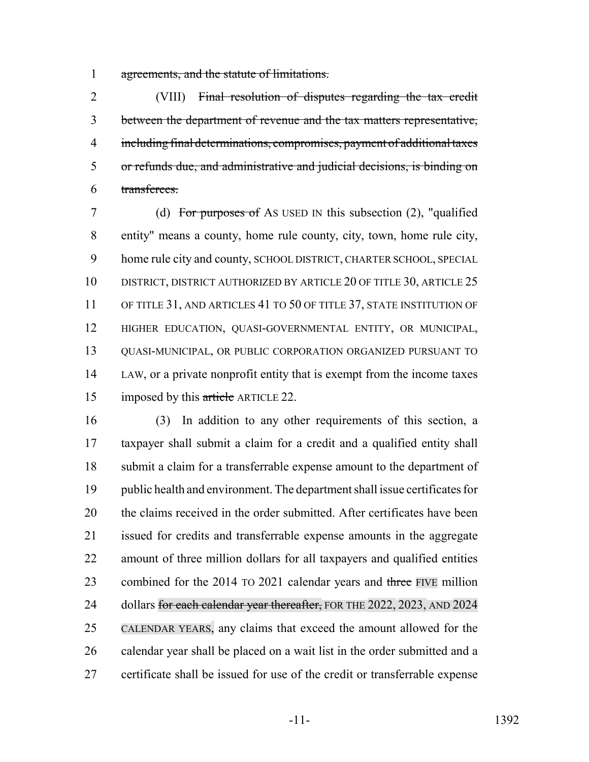agreements, and the statute of limitations.

(VIII) Final resolution of disputes regarding the tax credit between the department of revenue and the tax matters representative, including final determinations, compromises, payment of additional taxes or refunds due, and administrative and judicial decisions, is binding on transferees.

(d) For purposes of AS USED IN this subsection (2), "qualified entity" means a county, home rule county, city, town, home rule city, home rule city and county, SCHOOL DISTRICT, CHARTER SCHOOL, SPECIAL DISTRICT, DISTRICT AUTHORIZED BY ARTICLE 20 OF TITLE 30, ARTICLE 25 OF TITLE 31, AND ARTICLES 41 TO 50 OF TITLE 37, STATE INSTITUTION OF HIGHER EDUCATION, QUASI-GOVERNMENTAL ENTITY, OR MUNICIPAL, QUASI-MUNICIPAL, OR PUBLIC CORPORATION ORGANIZED PURSUANT TO LAW, or a private nonprofit entity that is exempt from the income taxes imposed by this article ARTICLE 22.

(3) In addition to any other requirements of this section, a taxpayer shall submit a claim for a credit and a qualified entity shall submit a claim for a transferrable expense amount to the department of public health and environment. The department shall issue certificates for the claims received in the order submitted. After certificates have been issued for credits and transferrable expense amounts in the aggregate amount of three million dollars for all taxpayers and qualified entities combined for the 2014 TO 2021 calendar years and three FIVE million dollars for each calendar year thereafter, FOR THE 2022, 2023, AND 2024 CALENDAR YEARS, any claims that exceed the amount allowed for the calendar year shall be placed on a wait list in the order submitted and a certificate shall be issued for use of the credit or transferrable expense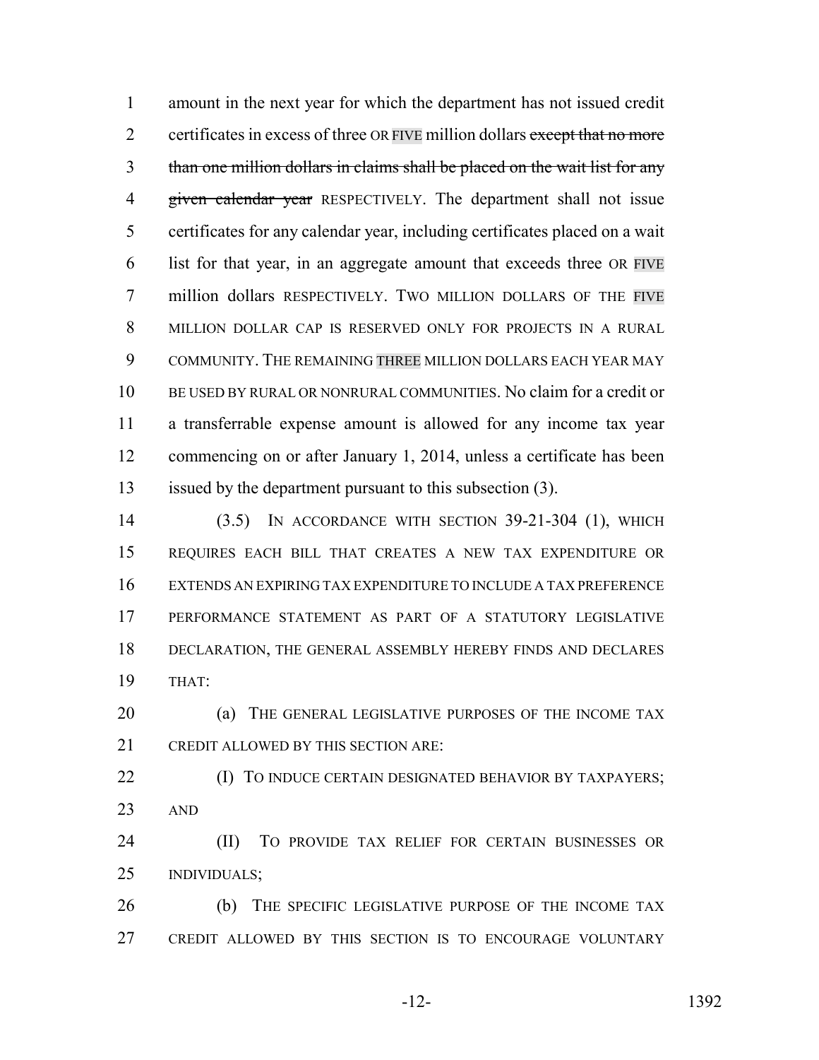amount in the next year for which the department has not issued credit certificates in excess of three OR FIVE million dollars ~~except that no more than one million dollars in claims shall be placed on the wait list for any given calendar year~~ RESPECTIVELY. The department shall not issue certificates for any calendar year, including certificates placed on a wait list for that year, in an aggregate amount that exceeds three OR FIVE million dollars RESPECTIVELY. TWO MILLION DOLLARS OF THE FIVE MILLION DOLLAR CAP IS RESERVED ONLY FOR PROJECTS IN A RURAL COMMUNITY. THE REMAINING THREE MILLION DOLLARS EACH YEAR MAY BE USED BY RURAL OR NONRURAL COMMUNITIES. No claim for a credit or a transferrable expense amount is allowed for any income tax year commencing on or after January 1, 2014, unless a certificate has been issued by the department pursuant to this subsection (3).

(3.5) IN ACCORDANCE WITH SECTION 39-21-304 (1), WHICH REQUIRES EACH BILL THAT CREATES A NEW TAX EXPENDITURE OR EXTENDS AN EXPIRING TAX EXPENDITURE TO INCLUDE A TAX PREFERENCE PERFORMANCE STATEMENT AS PART OF A STATUTORY LEGISLATIVE DECLARATION, THE GENERAL ASSEMBLY HEREBY FINDS AND DECLARES THAT:

(a) THE GENERAL LEGISLATIVE PURPOSES OF THE INCOME TAX CREDIT ALLOWED BY THIS SECTION ARE:

(I) TO INDUCE CERTAIN DESIGNATED BEHAVIOR BY TAXPAYERS; AND

(II) TO PROVIDE TAX RELIEF FOR CERTAIN BUSINESSES OR INDIVIDUALS;

(b) THE SPECIFIC LEGISLATIVE PURPOSE OF THE INCOME TAX CREDIT ALLOWED BY THIS SECTION IS TO ENCOURAGE VOLUNTARY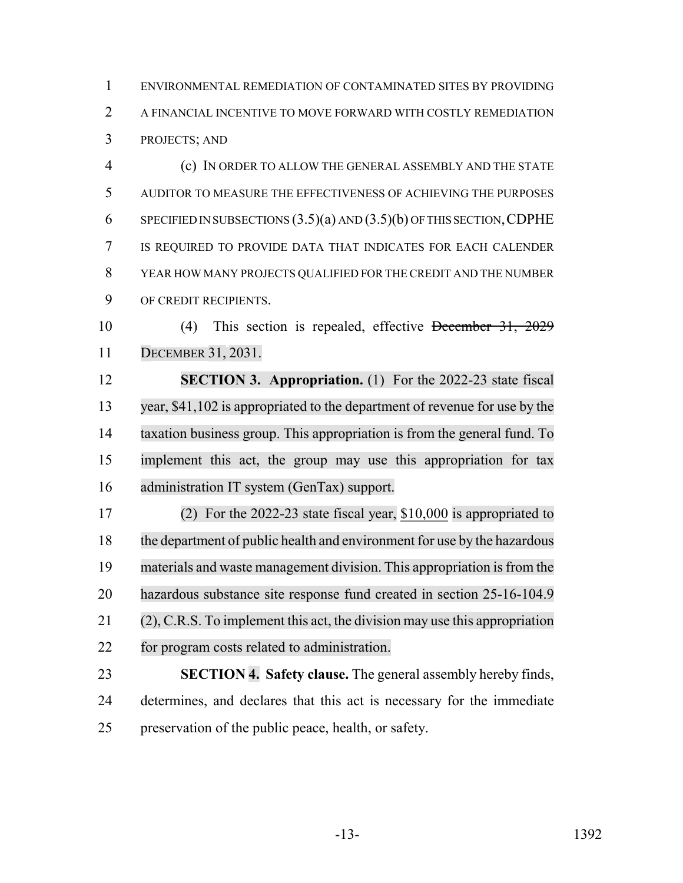ENVIRONMENTAL REMEDIATION OF CONTAMINATED SITES BY PROVIDING A FINANCIAL INCENTIVE TO MOVE FORWARD WITH COSTLY REMEDIATION PROJECTS; AND

(c) IN ORDER TO ALLOW THE GENERAL ASSEMBLY AND THE STATE AUDITOR TO MEASURE THE EFFECTIVENESS OF ACHIEVING THE PURPOSES SPECIFIED IN SUBSECTIONS (3.5)(a) AND (3.5)(b) OF THIS SECTION, CDPHE IS REQUIRED TO PROVIDE DATA THAT INDICATES FOR EACH CALENDER YEAR HOW MANY PROJECTS QUALIFIED FOR THE CREDIT AND THE NUMBER OF CREDIT RECIPIENTS.

(4) This section is repealed, effective ~~December 31, 2029~~ DECEMBER 31, 2031.

**SECTION 3. Appropriation.** (1) For the 2022-23 state fiscal year, $41,102 is appropriated to the department of revenue for use by the taxation business group. This appropriation is from the general fund. To implement this act, the group may use this appropriation for tax administration IT system (GenTax) support.

(2) For the 2022-23 state fiscal year, $10,000 is appropriated to the department of public health and environment for use by the hazardous materials and waste management division. This appropriation is from the hazardous substance site response fund created in section 25-16-104.9 (2), C.R.S. To implement this act, the division may use this appropriation for program costs related to administration.

**SECTION 4. Safety clause.** The general assembly hereby finds, determines, and declares that this act is necessary for the immediate preservation of the public peace, health, or safety.